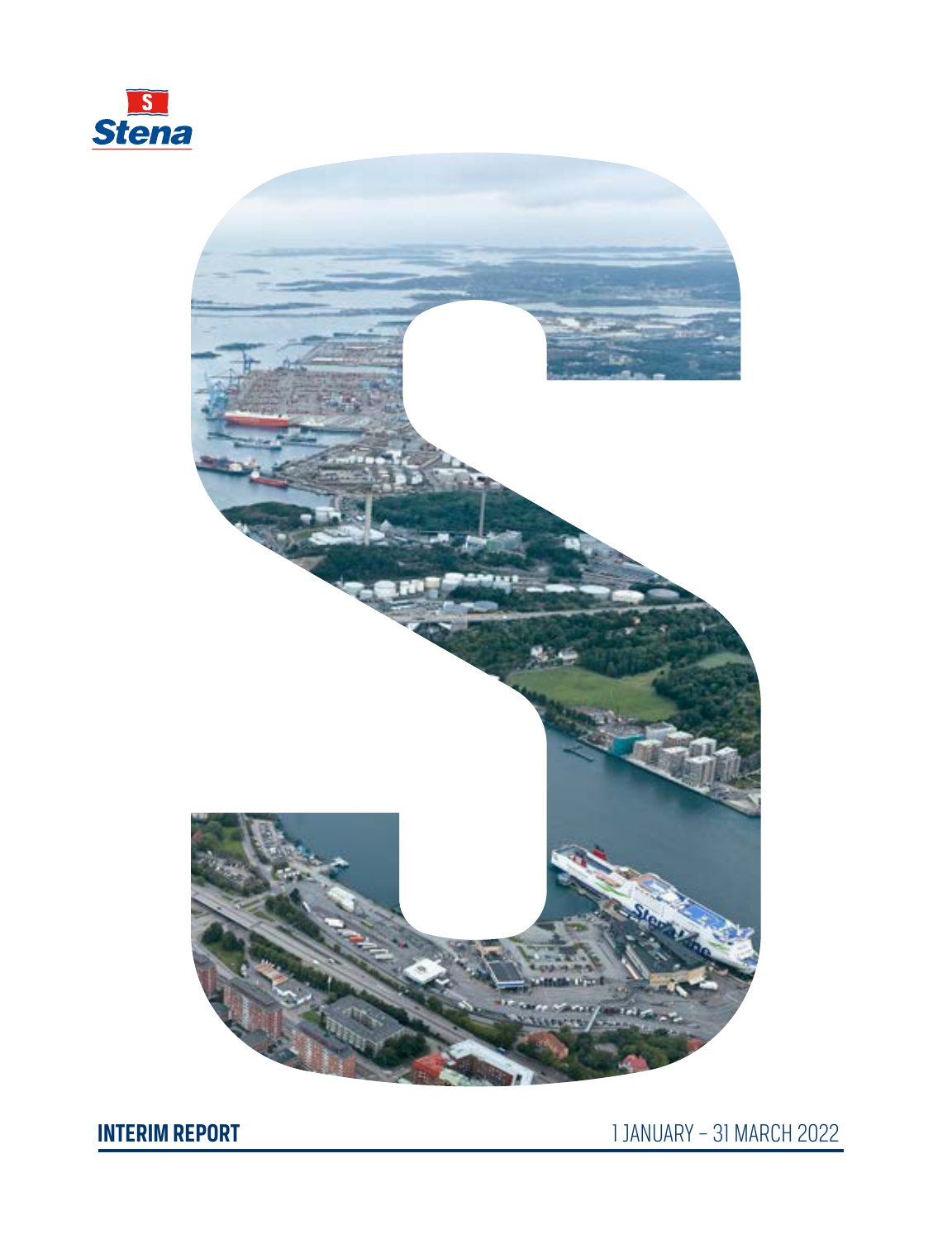Stena

# INTERIM REPORT

1 JANUARY – 31 MARCH 2022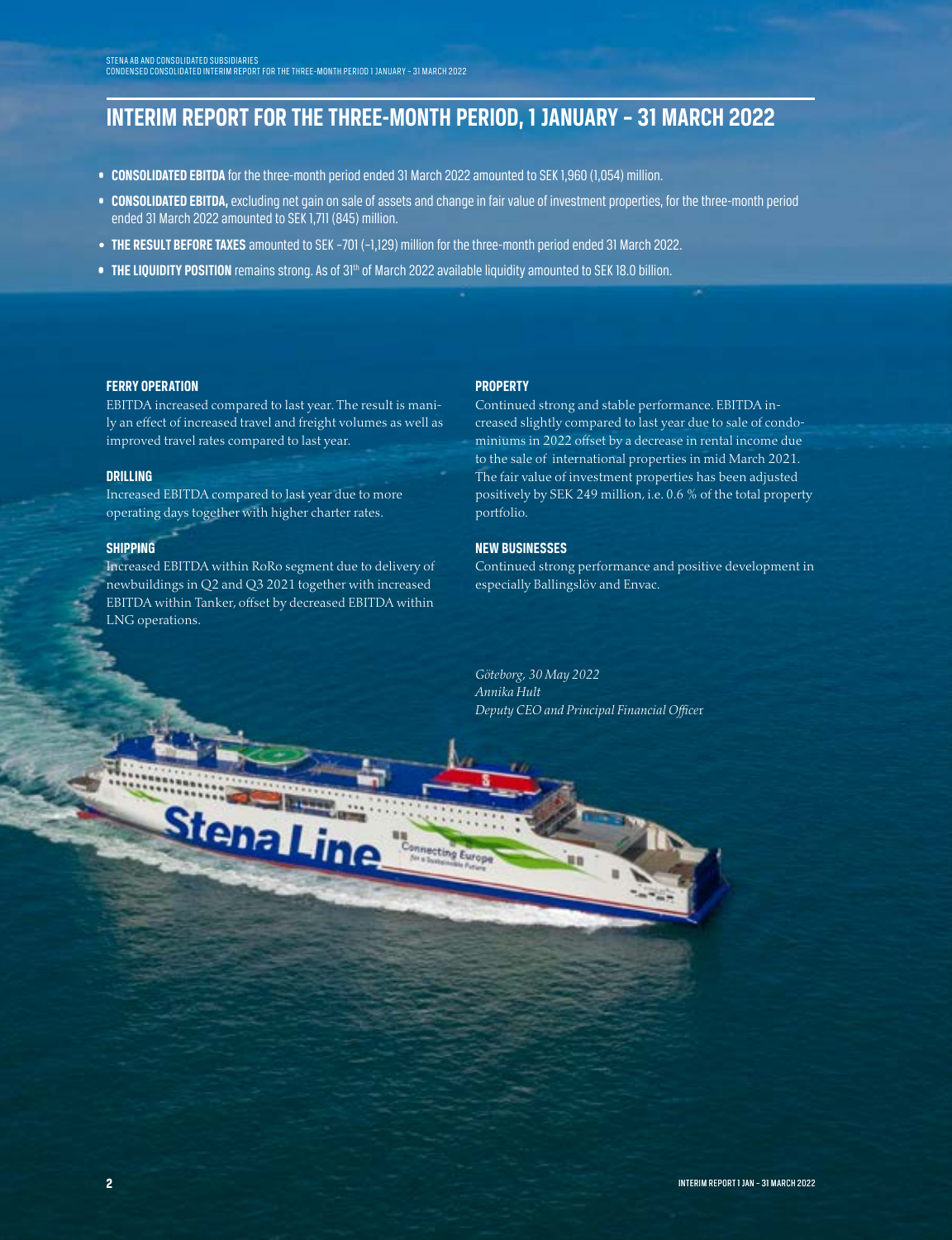# INTERIM REPORT FOR THE THREE-MONTH PERIOD, 1 JANUARY – 31 MARCH 2022

- **CONSOLIDATED EBITDA** for the three-month period ended 31 March 2022 amounted to SEK 1,960 (1,054) million.
- **CONSOLIDATED EBITDA,** excluding net gain on sale of assets and change in fair value of investment properties, for the three-month period ended 31 March 2022 amounted to SEK 1,711 (845) million.
- **THE RESULT BEFORE TAXES** amounted to SEK –701 (–1,129) million for the three-month period ended 31 March 2022.
- **THE LIQUIDITY POSITION** remains strong. As of 31st of March 2022 available liquidity amounted to SEK 18.0 billion.

### FERRY OPERATION

EBITDA increased compared to last year. The result is mainly an effect of increased travel and freight volumes as well as improved travel rates compared to last year.

### DRILLING

Increased EBITDA compared to last year due to more operating days together with higher charter rates.

### SHIPPING

Increased EBITDA within RoRo segment due to delivery of newbuildings in Q2 and Q3 2021 together with increased EBITDA within Tanker, offset by decreased EBITDA within LNG operations.

### PROPERTY

Continued strong and stable performance. EBITDA increased slightly compared to last year due to sale of condominiums in 2022 offset by a decrease in rental income due to the sale of international properties in mid March 2021. The fair value of investment properties has been adjusted positively by SEK 249 million, i.e. 0.6 % of the total property portfolio.

### NEW BUSINESSES

Continued strong performance and positive development in especially Ballingslöv and Envac.

*Göteborg, 30 May 2022*
*Annika Hult*
*Deputy CEO and Principal Financial Officer*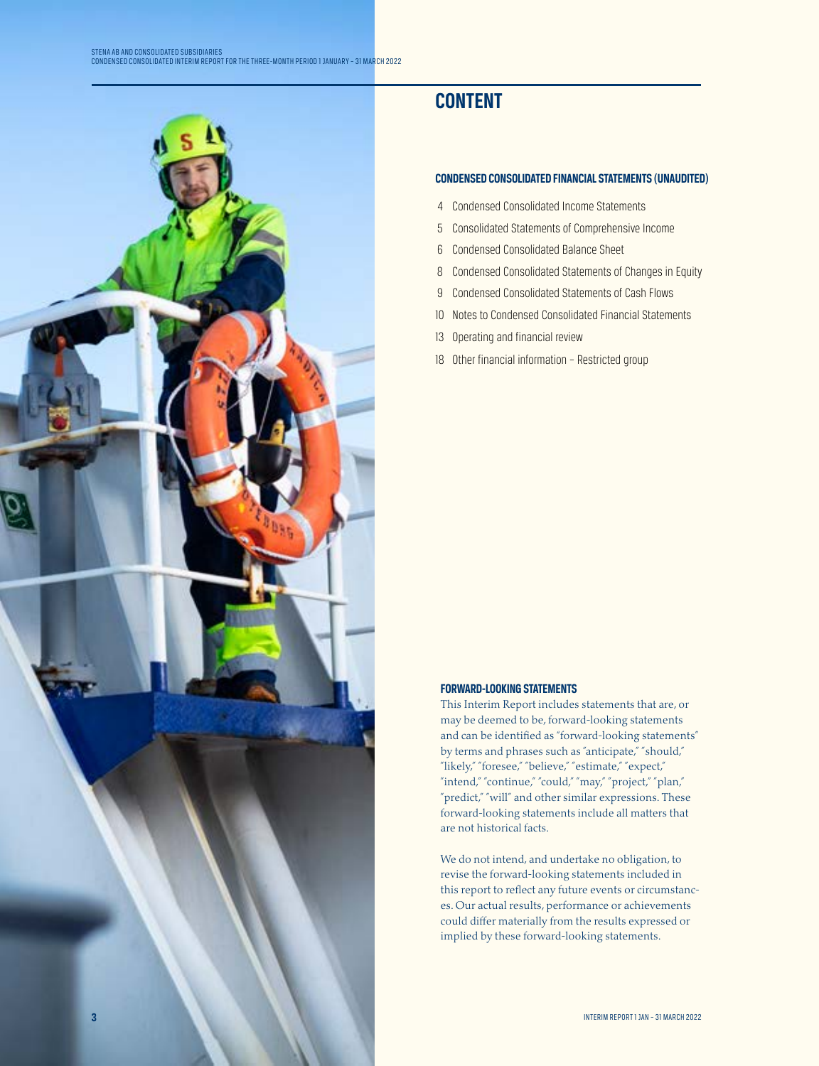# CONTENT

## CONDENSED CONSOLIDATED FINANCIAL STATEMENTS (UNAUDITED)

4 Condensed Consolidated Income Statements

5 Consolidated Statements of Comprehensive Income

6 Condensed Consolidated Balance Sheet

8 Condensed Consolidated Statements of Changes in Equity

9 Condensed Consolidated Statements of Cash Flows

10 Notes to Condensed Consolidated Financial Statements

13 Operating and financial review

18 Other financial information – Restricted group

### FORWARD-LOOKING STATEMENTS

This Interim Report includes statements that are, or may be deemed to be, forward-looking statements and can be identified as "forward-looking statements" by terms and phrases such as "anticipate," "should," "likely," "foresee," "believe," "estimate," "expect," "intend," "continue," "could," "may," "project," "plan," "predict," "will" and other similar expressions. These forward-looking statements include all matters that are not historical facts.

We do not intend, and undertake no obligation, to revise the forward-looking statements included in this report to reflect any future events or circumstances. Our actual results, performance or achievements could differ materially from the results expressed or implied by these forward-looking statements.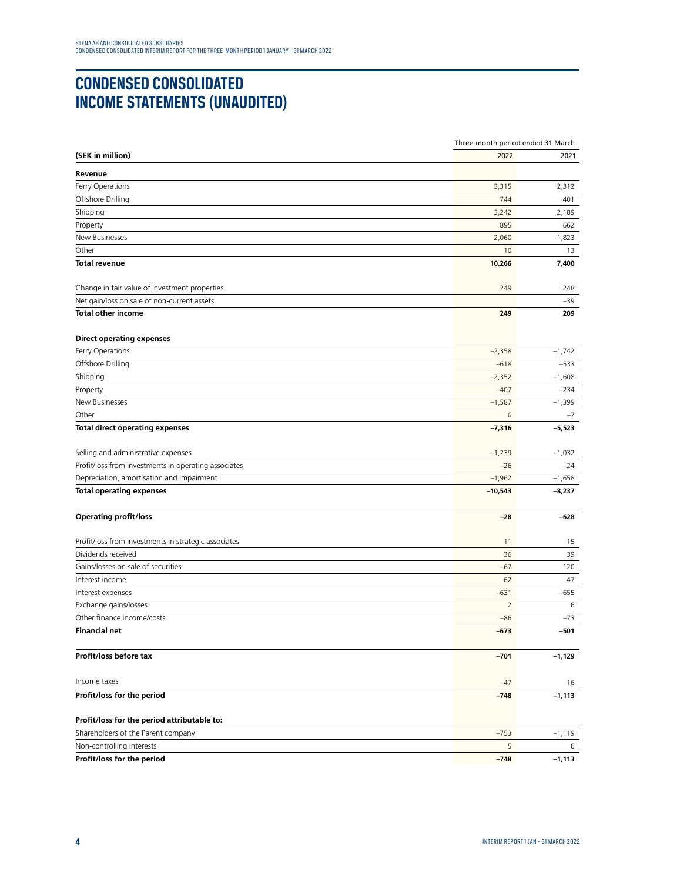# CONDENSED CONSOLIDATED INCOME STATEMENTS (UNAUDITED)

| (SEK in million) | Three-month period ended 31 March 2022 | 2021 |
|---|---|---|
| **Revenue** | | |
| Ferry Operations | 3,315 | 2,312 |
| Offshore Drilling | 744 | 401 |
| Shipping | 3,242 | 2,189 |
| Property | 895 | 662 |
| New Businesses | 2,060 | 1,823 |
| Other | 10 | 13 |
| **Total revenue** | **10,266** | **7,400** |
| | | |
| Change in fair value of investment properties | 249 | 248 |
| Net gain/loss on sale of non-current assets | | –39 |
| **Total other income** | **249** | **209** |
| | | |
| **Direct operating expenses** | | |
| Ferry Operations | –2,358 | –1,742 |
| Offshore Drilling | –618 | –533 |
| Shipping | –2,352 | –1,608 |
| Property | –407 | –234 |
| New Businesses | –1,587 | –1,399 |
| Other | 6 | –7 |
| **Total direct operating expenses** | **–7,316** | **–5,523** |
| | | |
| Selling and administrative expenses | –1,239 | –1,032 |
| Profit/loss from investments in operating associates | –26 | –24 |
| Depreciation, amortisation and impairment | –1,962 | –1,658 |
| **Total operating expenses** | **–10,543** | **–8,237** |
| | | |
| **Operating profit/loss** | **–28** | **–628** |
| | | |
| Profit/loss from investments in strategic associates | 11 | 15 |
| Dividends received | 36 | 39 |
| Gains/losses on sale of securities | –67 | 120 |
| Interest income | 62 | 47 |
| Interest expenses | –631 | –655 |
| Exchange gains/losses | 2 | 6 |
| Other finance income/costs | –86 | –73 |
| **Financial net** | **–673** | **–501** |
| | | |
| **Profit/loss before tax** | **–701** | **–1,129** |
| | | |
| Income taxes | –47 | 16 |
| **Profit/loss for the period** | **–748** | **–1,113** |
| | | |
| **Profit/loss for the period attributable to:** | | |
| Shareholders of the Parent company | –753 | –1,119 |
| Non-controlling interests | 5 | 6 |
| **Profit/loss for the period** | **–748** | **–1,113** |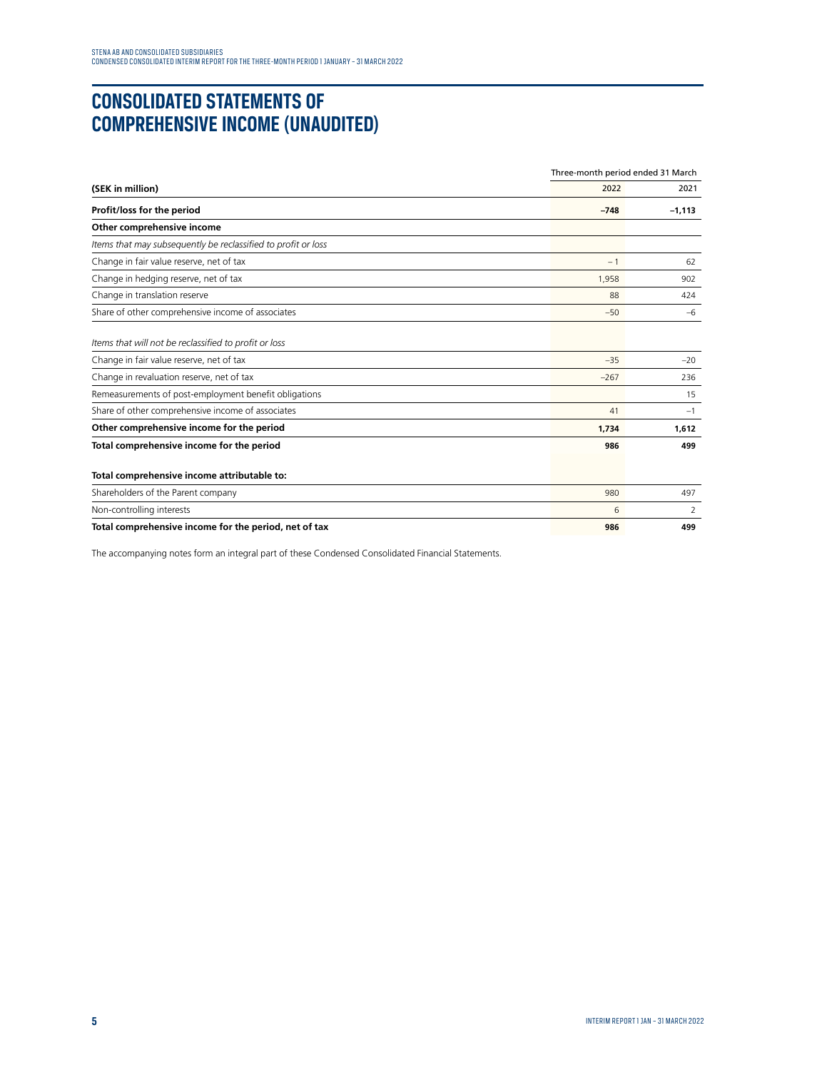# CONSOLIDATED STATEMENTS OF COMPREHENSIVE INCOME (UNAUDITED)

| (SEK in million) | Three-month period ended 31 March 2022 | 2021 |
|---|---|---|
| **Profit/loss for the period** | **–748** | **–1,113** |
| **Other comprehensive income** | | |
| *Items that may subsequently be reclassified to profit or loss* | | |
| Change in fair value reserve, net of tax | – 1 | 62 |
| Change in hedging reserve, net of tax | 1,958 | 902 |
| Change in translation reserve | 88 | 424 |
| Share of other comprehensive income of associates | –50 | –6 |
| *Items that will not be reclassified to profit or loss* | | |
| Change in fair value reserve, net of tax | –35 | –20 |
| Change in revaluation reserve, net of tax | –267 | 236 |
| Remeasurements of post-employment benefit obligations | | 15 |
| Share of other comprehensive income of associates | 41 | –1 |
| **Other comprehensive income for the period** | **1,734** | **1,612** |
| **Total comprehensive income for the period** | **986** | **499** |
| **Total comprehensive income attributable to:** | | |
| Shareholders of the Parent company | 980 | 497 |
| Non-controlling interests | 6 | 2 |
| **Total comprehensive income for the period, net of tax** | **986** | **499** |

The accompanying notes form an integral part of these Condensed Consolidated Financial Statements.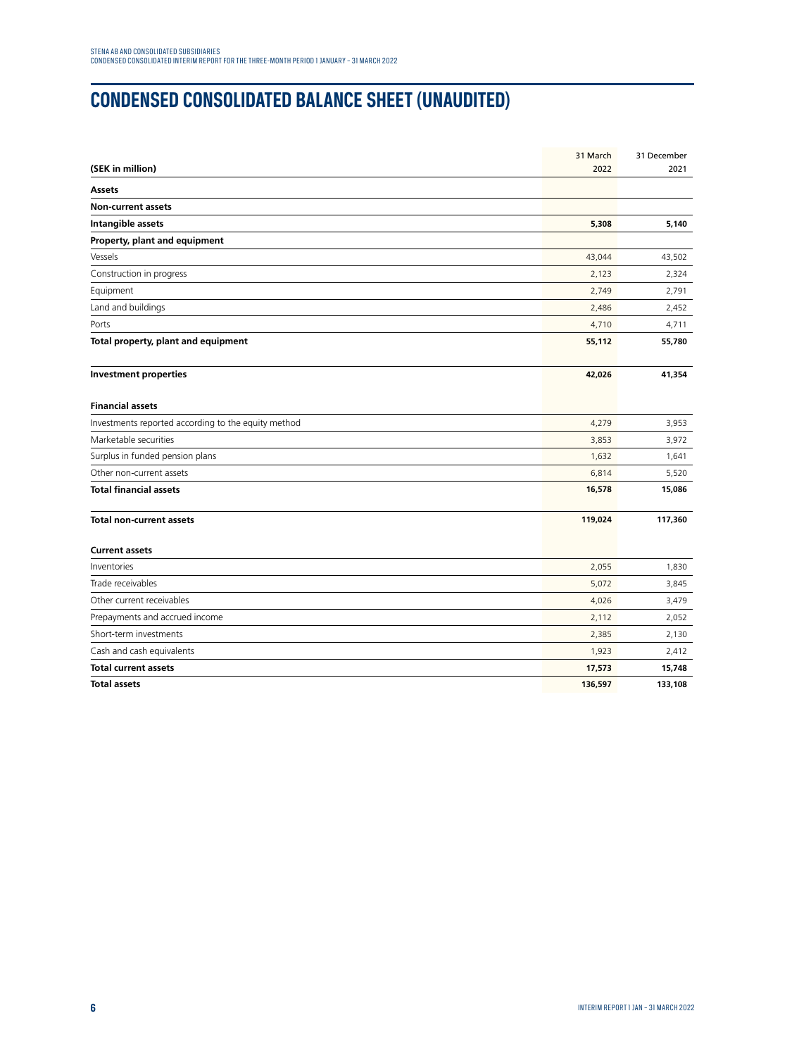# CONDENSED CONSOLIDATED BALANCE SHEET (UNAUDITED)

| (SEK in million) | 31 March 2022 | 31 December 2021 |
|---|---|---|
| **Assets** | | |
| **Non-current assets** | | |
| **Intangible assets** | **5,308** | **5,140** |
| **Property, plant and equipment** | | |
| Vessels | 43,044 | 43,502 |
| Construction in progress | 2,123 | 2,324 |
| Equipment | 2,749 | 2,791 |
| Land and buildings | 2,486 | 2,452 |
| Ports | 4,710 | 4,711 |
| **Total property, plant and equipment** | **55,112** | **55,780** |
| **Investment properties** | **42,026** | **41,354** |
| **Financial assets** | | |
| Investments reported according to the equity method | 4,279 | 3,953 |
| Marketable securities | 3,853 | 3,972 |
| Surplus in funded pension plans | 1,632 | 1,641 |
| Other non-current assets | 6,814 | 5,520 |
| **Total financial assets** | **16,578** | **15,086** |
| **Total non-current assets** | **119,024** | **117,360** |
| **Current assets** | | |
| Inventories | 2,055 | 1,830 |
| Trade receivables | 5,072 | 3,845 |
| Other current receivables | 4,026 | 3,479 |
| Prepayments and accrued income | 2,112 | 2,052 |
| Short-term investments | 2,385 | 2,130 |
| Cash and cash equivalents | 1,923 | 2,412 |
| **Total current assets** | **17,573** | **15,748** |
| **Total assets** | **136,597** | **133,108** |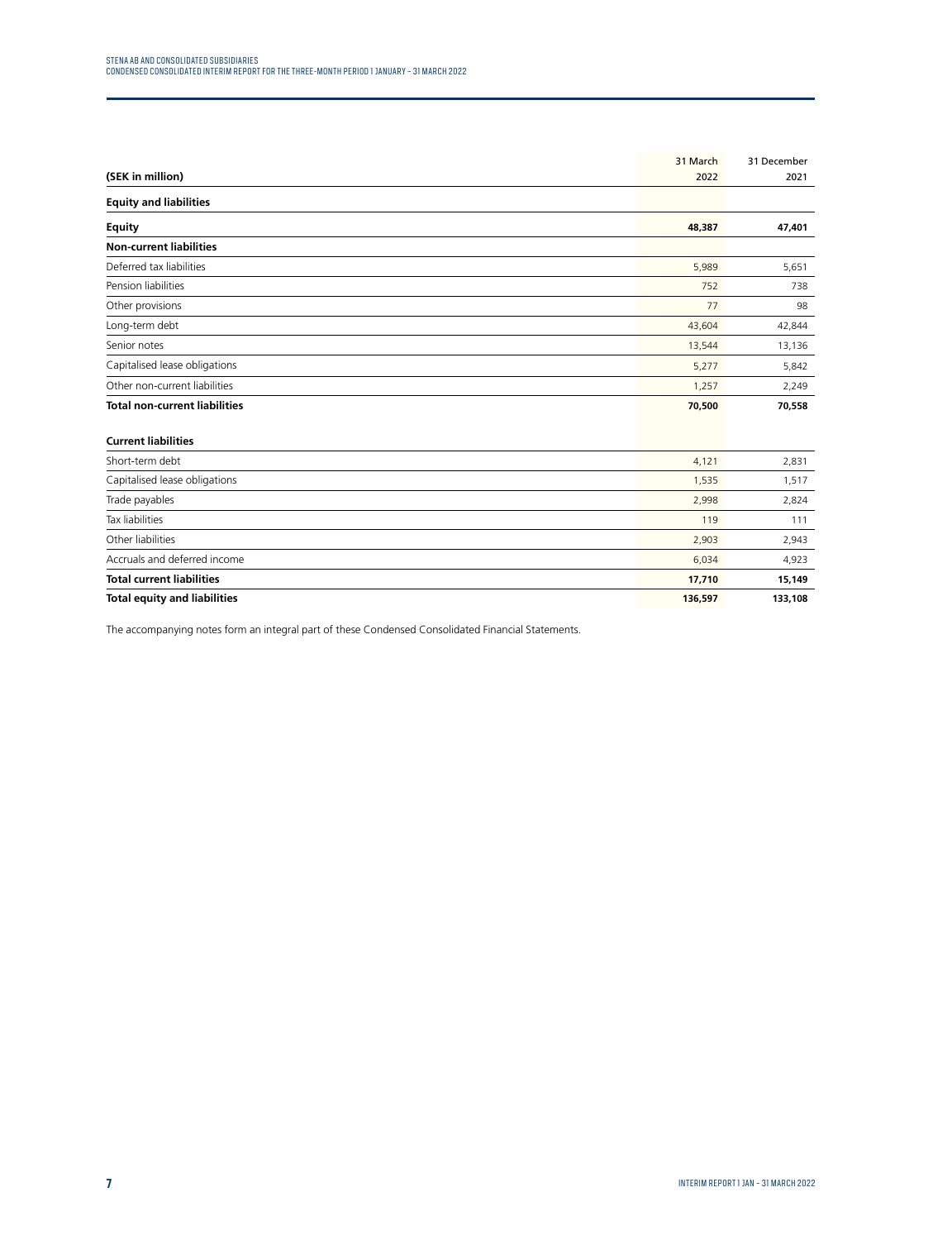| (SEK in million) | 31 March 2022 | 31 December 2021 |
|---|---|---|
| **Equity and liabilities** | | |
| **Equity** | **48,387** | **47,401** |
| **Non-current liabilities** | | |
| Deferred tax liabilities | 5,989 | 5,651 |
| Pension liabilities | 752 | 738 |
| Other provisions | 77 | 98 |
| Long-term debt | 43,604 | 42,844 |
| Senior notes | 13,544 | 13,136 |
| Capitalised lease obligations | 5,277 | 5,842 |
| Other non-current liabilities | 1,257 | 2,249 |
| **Total non-current liabilities** | **70,500** | **70,558** |
| **Current liabilities** | | |
| Short-term debt | 4,121 | 2,831 |
| Capitalised lease obligations | 1,535 | 1,517 |
| Trade payables | 2,998 | 2,824 |
| Tax liabilities | 119 | 111 |
| Other liabilities | 2,903 | 2,943 |
| Accruals and deferred income | 6,034 | 4,923 |
| **Total current liabilities** | **17,710** | **15,149** |
| **Total equity and liabilities** | **136,597** | **133,108** |

The accompanying notes form an integral part of these Condensed Consolidated Financial Statements.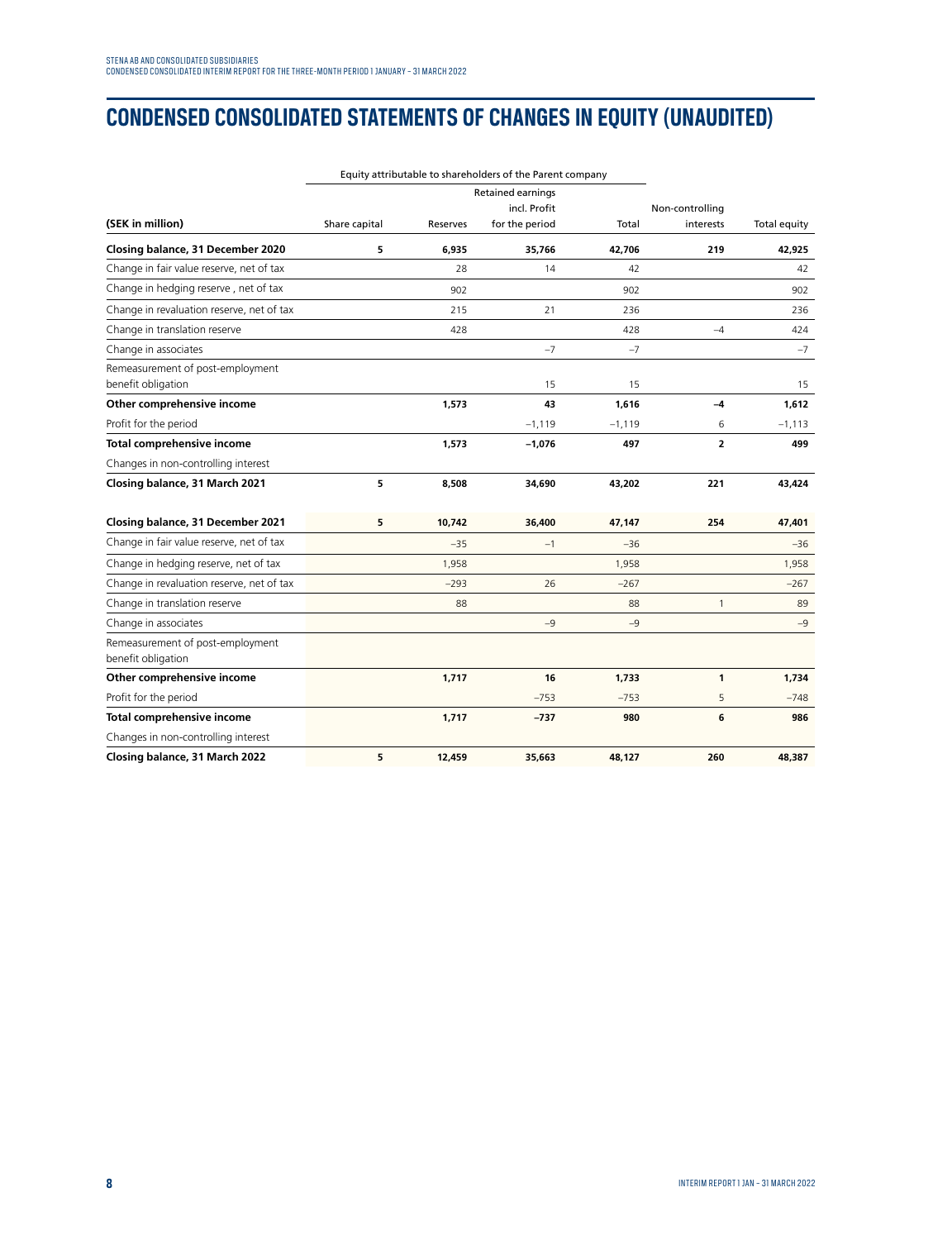# CONDENSED CONSOLIDATED STATEMENTS OF CHANGES IN EQUITY (UNAUDITED)

| | Equity attributable to shareholders of the Parent company | | | | | |
|---|---|---|---|---|---|---|
| (SEK in million) | Share capital | Reserves | Retained earnings incl. Profit for the period | Total | Non-controlling interests | Total equity |
| **Closing balance, 31 December 2020** | **5** | **6,935** | **35,766** | **42,706** | **219** | **42,925** |
| Change in fair value reserve, net of tax | | 28 | 14 | 42 | | 42 |
| Change in hedging reserve , net of tax | | 902 | | 902 | | 902 |
| Change in revaluation reserve, net of tax | | 215 | 21 | 236 | | 236 |
| Change in translation reserve | | 428 | | 428 | –4 | 424 |
| Change in associates | | | –7 | –7 | | –7 |
| Remeasurement of post-employment benefit obligation | | | 15 | 15 | | 15 |
| **Other comprehensive income** | | **1,573** | **43** | **1,616** | **–4** | **1,612** |
| Profit for the period | | | –1,119 | –1,119 | 6 | –1,113 |
| **Total comprehensive income** | | **1,573** | **–1,076** | **497** | **2** | **499** |
| Changes in non-controlling interest | | | | | | |
| **Closing balance, 31 March 2021** | **5** | **8,508** | **34,690** | **43,202** | **221** | **43,424** |
| | | | | | | |
| **Closing balance, 31 December 2021** | **5** | **10,742** | **36,400** | **47,147** | **254** | **47,401** |
| Change in fair value reserve, net of tax | | –35 | –1 | –36 | | –36 |
| Change in hedging reserve, net of tax | | 1,958 | | 1,958 | | 1,958 |
| Change in revaluation reserve, net of tax | | –293 | 26 | –267 | | –267 |
| Change in translation reserve | | 88 | | 88 | 1 | 89 |
| Change in associates | | | –9 | –9 | | –9 |
| Remeasurement of post-employment benefit obligation | | | | | | |
| **Other comprehensive income** | | **1,717** | **16** | **1,733** | **1** | **1,734** |
| Profit for the period | | | –753 | –753 | 5 | –748 |
| **Total comprehensive income** | | **1,717** | **–737** | **980** | **6** | **986** |
| Changes in non-controlling interest | | | | | | |
| **Closing balance, 31 March 2022** | **5** | **12,459** | **35,663** | **48,127** | **260** | **48,387** |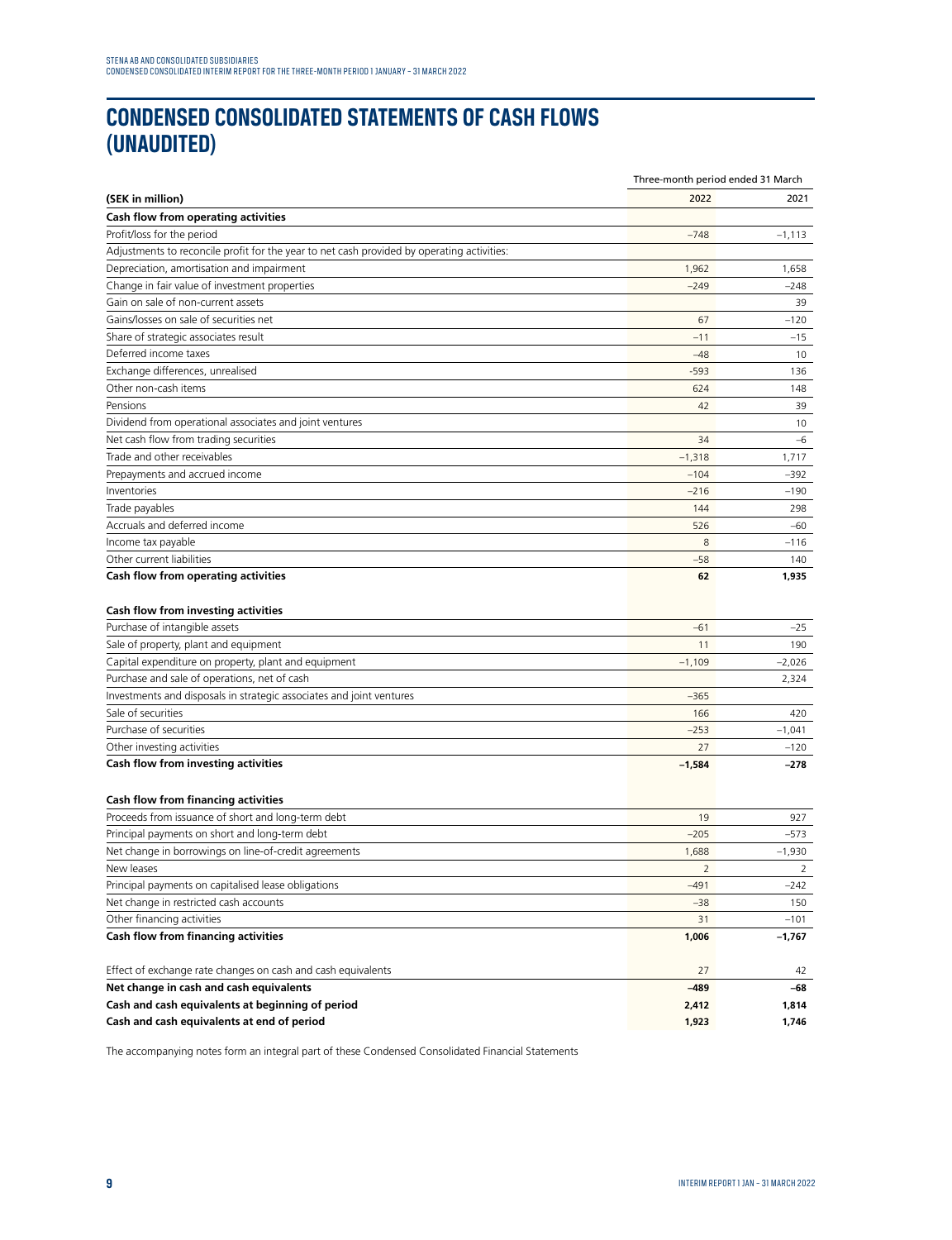# CONDENSED CONSOLIDATED STATEMENTS OF CASH FLOWS (UNAUDITED)

| | Three-month period ended 31 March | |
|---|---|---|
| **(SEK in million)** | **2022** | **2021** |
| **Cash flow from operating activities** | | |
| Profit/loss for the period | –748 | –1,113 |
| Adjustments to reconcile profit for the year to net cash provided by operating activities: | | |
| Depreciation, amortisation and impairment | 1,962 | 1,658 |
| Change in fair value of investment properties | –249 | –248 |
| Gain on sale of non-current assets | | 39 |
| Gains/losses on sale of securities net | 67 | –120 |
| Share of strategic associates result | –11 | –15 |
| Deferred income taxes | –48 | 10 |
| Exchange differences, unrealised | -593 | 136 |
| Other non-cash items | 624 | 148 |
| Pensions | 42 | 39 |
| Dividend from operational associates and joint ventures | | 10 |
| Net cash flow from trading securities | 34 | –6 |
| Trade and other receivables | –1,318 | 1,717 |
| Prepayments and accrued income | –104 | –392 |
| Inventories | –216 | –190 |
| Trade payables | 144 | 298 |
| Accruals and deferred income | 526 | –60 |
| Income tax payable | 8 | –116 |
| Other current liabilities | –58 | 140 |
| **Cash flow from operating activities** | **62** | **1,935** |
| | | |
| **Cash flow from investing activities** | | |
| Purchase of intangible assets | –61 | –25 |
| Sale of property, plant and equipment | 11 | 190 |
| Capital expenditure on property, plant and equipment | –1,109 | –2,026 |
| Purchase and sale of operations, net of cash | | 2,324 |
| Investments and disposals in strategic associates and joint ventures | –365 | |
| Sale of securities | 166 | 420 |
| Purchase of securities | –253 | –1,041 |
| Other investing activities | 27 | –120 |
| **Cash flow from investing activities** | **–1,584** | **–278** |
| | | |
| **Cash flow from financing activities** | | |
| Proceeds from issuance of short and long-term debt | 19 | 927 |
| Principal payments on short and long-term debt | –205 | –573 |
| Net change in borrowings on line-of-credit agreements | 1,688 | –1,930 |
| New leases | 2 | 2 |
| Principal payments on capitalised lease obligations | –491 | –242 |
| Net change in restricted cash accounts | –38 | 150 |
| Other financing activities | 31 | –101 |
| **Cash flow from financing activities** | **1,006** | **–1,767** |
| | | |
| Effect of exchange rate changes on cash and cash equivalents | 27 | 42 |
| **Net change in cash and cash equivalents** | **–489** | **–68** |
| **Cash and cash equivalents at beginning of period** | **2,412** | **1,814** |
| **Cash and cash equivalents at end of period** | **1,923** | **1,746** |

The accompanying notes form an integral part of these Condensed Consolidated Financial Statements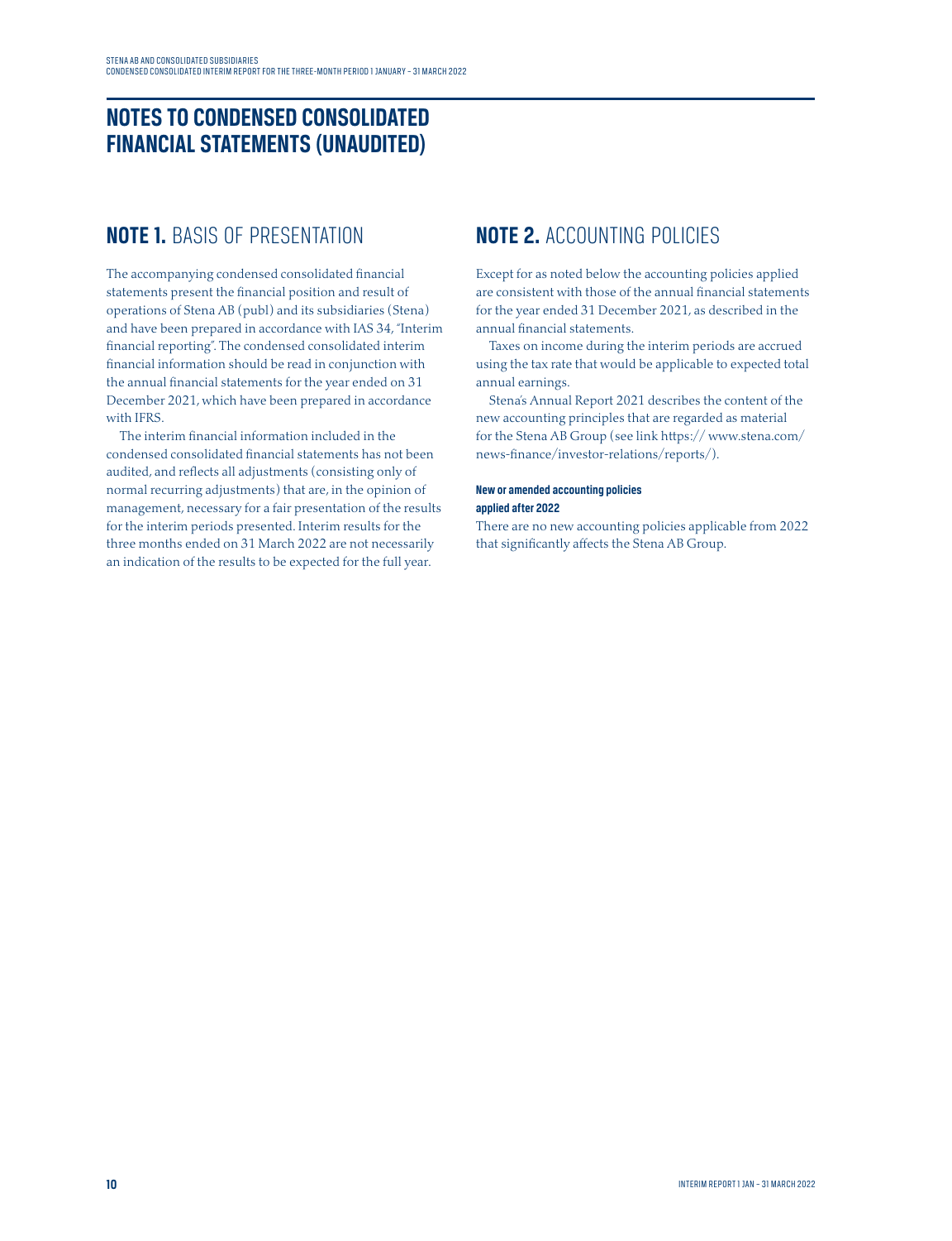# NOTES TO CONDENSED CONSOLIDATED FINANCIAL STATEMENTS (UNAUDITED)

## NOTE 1. BASIS OF PRESENTATION

The accompanying condensed consolidated financial statements present the financial position and result of operations of Stena AB (publ) and its subsidiaries (Stena) and have been prepared in accordance with IAS 34, "Interim financial reporting". The condensed consolidated interim financial information should be read in conjunction with the annual financial statements for the year ended on 31 December 2021, which have been prepared in accordance with IFRS.

The interim financial information included in the condensed consolidated financial statements has not been audited, and reflects all adjustments (consisting only of normal recurring adjustments) that are, in the opinion of management, necessary for a fair presentation of the results for the interim periods presented. Interim results for the three months ended on 31 March 2022 are not necessarily an indication of the results to be expected for the full year.

## NOTE 2. ACCOUNTING POLICIES

Except for as noted below the accounting policies applied are consistent with those of the annual financial statements for the year ended 31 December 2021, as described in the annual financial statements.

Taxes on income during the interim periods are accrued using the tax rate that would be applicable to expected total annual earnings.

Stena's Annual Report 2021 describes the content of the new accounting principles that are regarded as material for the Stena AB Group (see link https:// www.stena.com/news-finance/investor-relations/reports/).

**New or amended accounting policies applied after 2022**

There are no new accounting policies applicable from 2022 that significantly affects the Stena AB Group.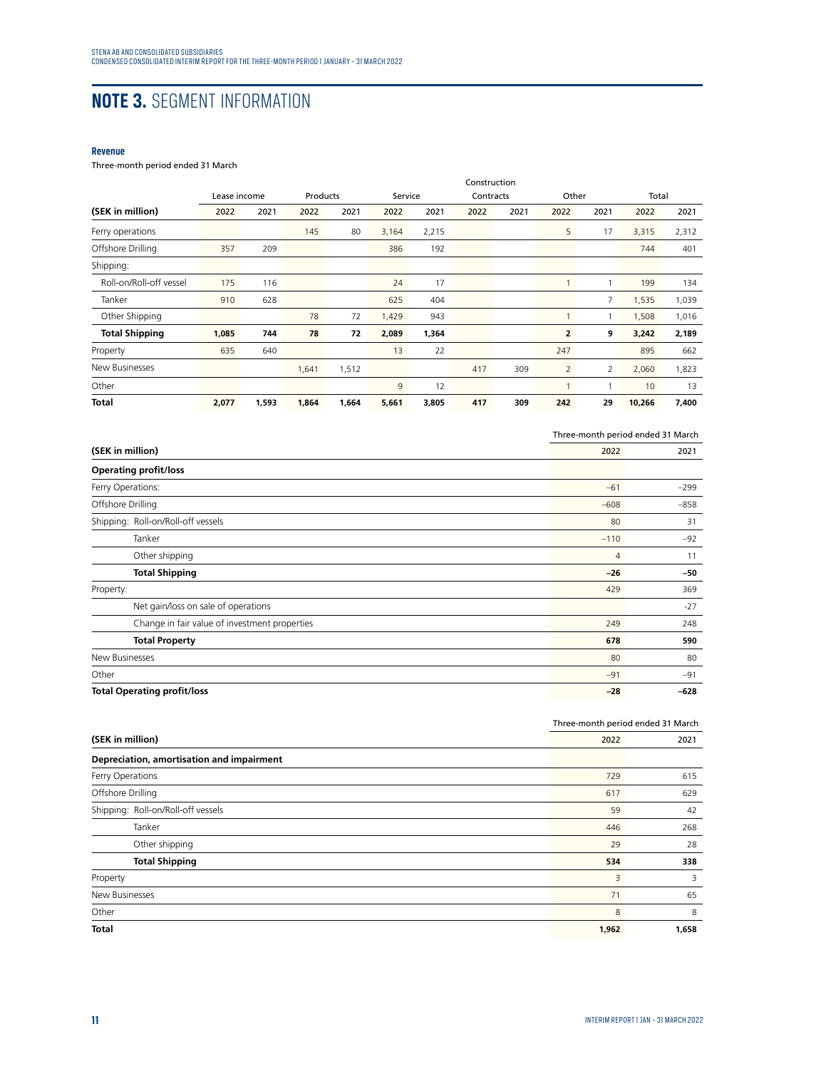# NOTE 3. SEGMENT INFORMATION

### Revenue

Three-month period ended 31 March

| | Lease income | | Products | | Service | | Construction Contracts | | Other | | Total | |
|---|---|---|---|---|---|---|---|---|---|---|---|---|
| **(SEK in million)** | **2022** | **2021** | **2022** | **2021** | **2022** | **2021** | **2022** | **2021** | **2022** | **2021** | **2022** | **2021** |
| Ferry operations | | | 145 | 80 | 3,164 | 2,215 | | | 5 | 17 | 3,315 | 2,312 |
| Offshore Drilling | 357 | 209 | | | 386 | 192 | | | | | 744 | 401 |
| Shipping: | | | | | | | | | | | | |
| Roll-on/Roll-off vessel | 175 | 116 | | | 24 | 17 | | | 1 | 1 | 199 | 134 |
| Tanker | 910 | 628 | | | 625 | 404 | | | | 7 | 1,535 | 1,039 |
| Other Shipping | | | 78 | 72 | 1,429 | 943 | | | 1 | 1 | 1,508 | 1,016 |
| **Total Shipping** | **1,085** | **744** | **78** | **72** | **2,089** | **1,364** | | | **2** | **9** | **3,242** | **2,189** |
| Property | 635 | 640 | | | 13 | 22 | | | 247 | | 895 | 662 |
| New Businesses | | | 1,641 | 1,512 | | | 417 | 309 | 2 | 2 | 2,060 | 1,823 |
| Other | | | | | 9 | 12 | | | 1 | 1 | 10 | 13 |
| **Total** | **2,077** | **1,593** | **1,864** | **1,664** | **5,661** | **3,805** | **417** | **309** | **242** | **29** | **10,266** | **7,400** |

| | Three-month period ended 31 March | |
|---|---|---|
| **(SEK in million)** | **2022** | **2021** |
| **Operating profit/loss** | | |
| Ferry Operations: | –61 | –299 |
| Offshore Drilling | –608 | –858 |
| Shipping: Roll-on/Roll-off vessels | 80 | 31 |
| Tanker | –110 | –92 |
| Other shipping | 4 | 11 |
| **Total Shipping** | **–26** | **–50** |
| Property: | 429 | 369 |
| Net gain/loss on sale of operations | | -27 |
| Change in fair value of investment properties | 249 | 248 |
| **Total Property** | **678** | **590** |
| New Businesses | 80 | 80 |
| Other | –91 | –91 |
| **Total Operating profit/loss** | **–28** | **–628** |

| | Three-month period ended 31 March | |
|---|---|---|
| **(SEK in million)** | **2022** | **2021** |
| **Depreciation, amortisation and impairment** | | |
| Ferry Operations | 729 | 615 |
| Offshore Drilling | 617 | 629 |
| Shipping: Roll-on/Roll-off vessels | 59 | 42 |
| Tanker | 446 | 268 |
| Other shipping | 29 | 28 |
| **Total Shipping** | **534** | **338** |
| Property | 3 | 3 |
| New Businesses | 71 | 65 |
| Other | 8 | 8 |
| **Total** | **1,962** | **1,658** |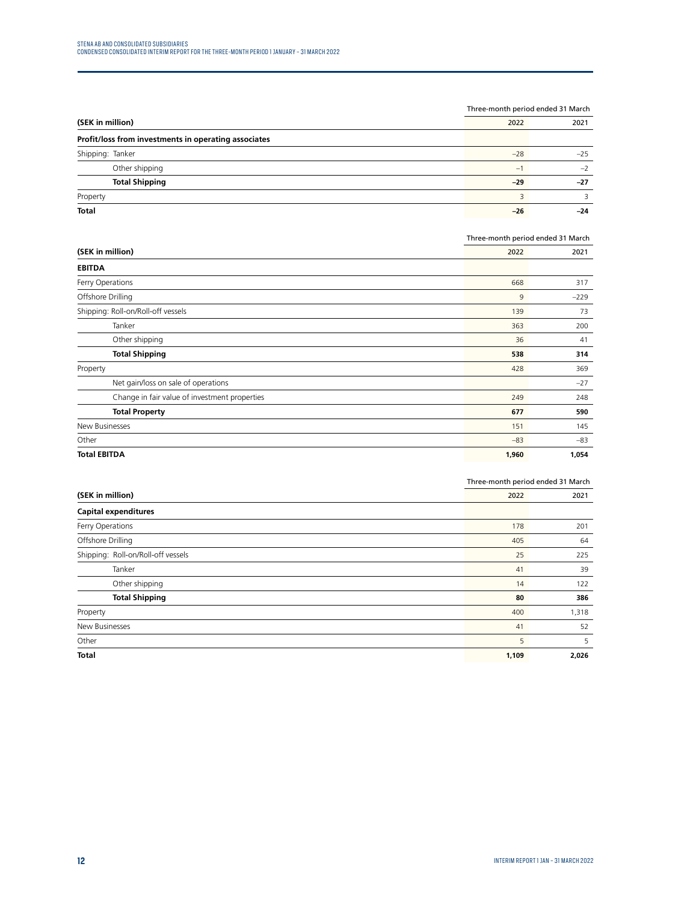| (SEK in million) | Three-month period ended 31 March 2022 | 2021 |
|---|---|---|
| **Profit/loss from investments in operating associates** | | |
| Shipping: Tanker | –28 | –25 |
| Other shipping | –1 | –2 |
| **Total Shipping** | **–29** | **–27** |
| Property | 3 | 3 |
| **Total** | **–26** | **–24** |

| (SEK in million) | Three-month period ended 31 March 2022 | 2021 |
|---|---|---|
| **EBITDA** | | |
| Ferry Operations | 668 | 317 |
| Offshore Drilling | 9 | –229 |
| Shipping: Roll-on/Roll-off vessels | 139 | 73 |
| Tanker | 363 | 200 |
| Other shipping | 36 | 41 |
| **Total Shipping** | **538** | **314** |
| Property | 428 | 369 |
| Net gain/loss on sale of operations | | –27 |
| Change in fair value of investment properties | 249 | 248 |
| **Total Property** | **677** | **590** |
| New Businesses | 151 | 145 |
| Other | –83 | –83 |
| **Total EBITDA** | **1,960** | **1,054** |

| (SEK in million) | Three-month period ended 31 March 2022 | 2021 |
|---|---|---|
| **Capital expenditures** | | |
| Ferry Operations | 178 | 201 |
| Offshore Drilling | 405 | 64 |
| Shipping: Roll-on/Roll-off vessels | 25 | 225 |
| Tanker | 41 | 39 |
| Other shipping | 14 | 122 |
| **Total Shipping** | **80** | **386** |
| Property | 400 | 1,318 |
| New Businesses | 41 | 52 |
| Other | 5 | 5 |
| **Total** | **1,109** | **2,026** |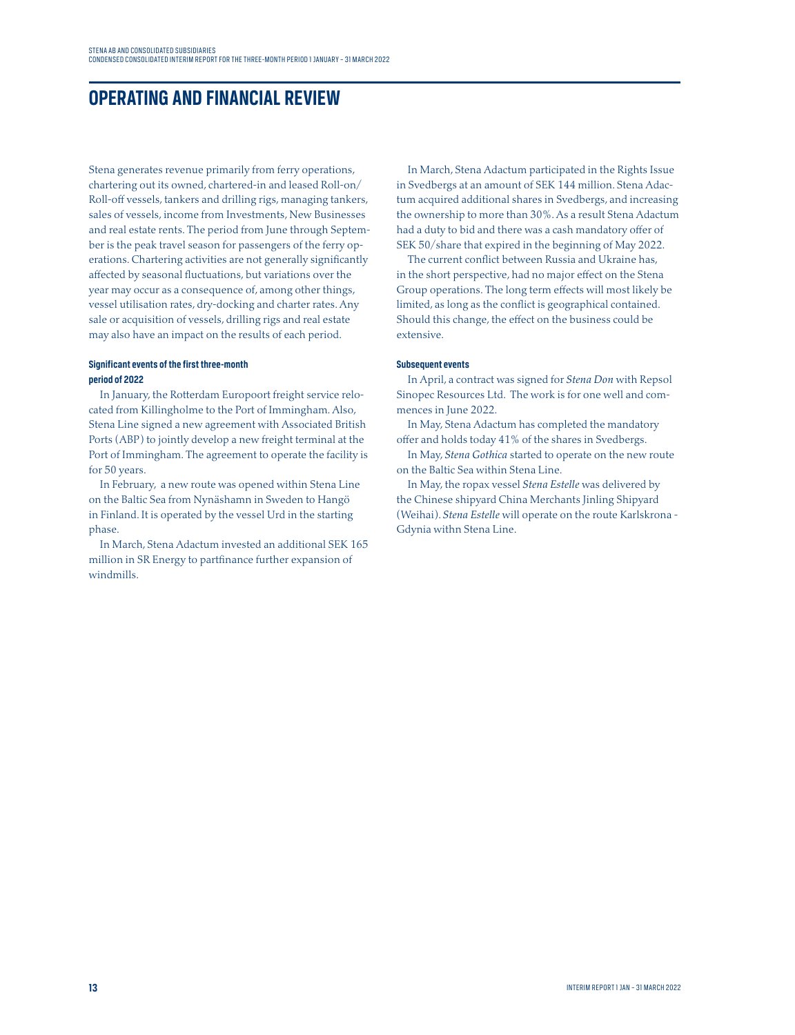# OPERATING AND FINANCIAL REVIEW

Stena generates revenue primarily from ferry operations, chartering out its owned, chartered-in and leased Roll-on/Roll-off vessels, tankers and drilling rigs, managing tankers, sales of vessels, income from Investments, New Businesses and real estate rents. The period from June through September is the peak travel season for passengers of the ferry operations. Chartering activities are not generally significantly affected by seasonal fluctuations, but variations over the year may occur as a consequence of, among other things, vessel utilisation rates, dry-docking and charter rates. Any sale or acquisition of vessels, drilling rigs and real estate may also have an impact on the results of each period.

#### Significant events of the first three-month period of 2022

In January, the Rotterdam Europoort freight service relocated from Killingholme to the Port of Immingham. Also, Stena Line signed a new agreement with Associated British Ports (ABP) to jointly develop a new freight terminal at the Port of Immingham. The agreement to operate the facility is for 50 years.

In February, a new route was opened within Stena Line on the Baltic Sea from Nynäshamn in Sweden to Hangö in Finland. It is operated by the vessel Urd in the starting phase.

In March, Stena Adactum invested an additional SEK 165 million in SR Energy to partfinance further expansion of windmills.

In March, Stena Adactum participated in the Rights Issue in Svedbergs at an amount of SEK 144 million. Stena Adactum acquired additional shares in Svedbergs, and increasing the ownership to more than 30%. As a result Stena Adactum had a duty to bid and there was a cash mandatory offer of SEK 50/share that expired in the beginning of May 2022.

The current conflict between Russia and Ukraine has, in the short perspective, had no major effect on the Stena Group operations. The long term effects will most likely be limited, as long as the conflict is geographical contained. Should this change, the effect on the business could be extensive.

#### Subsequent events

In April, a contract was signed for *Stena Don* with Repsol Sinopec Resources Ltd. The work is for one well and commences in June 2022.

In May, Stena Adactum has completed the mandatory offer and holds today 41% of the shares in Svedbergs.

In May, *Stena Gothica* started to operate on the new route on the Baltic Sea within Stena Line.

In May, the ropax vessel *Stena Estelle* was delivered by the Chinese shipyard China Merchants Jinling Shipyard (Weihai). *Stena Estelle* will operate on the route Karlskrona - Gdynia withn Stena Line.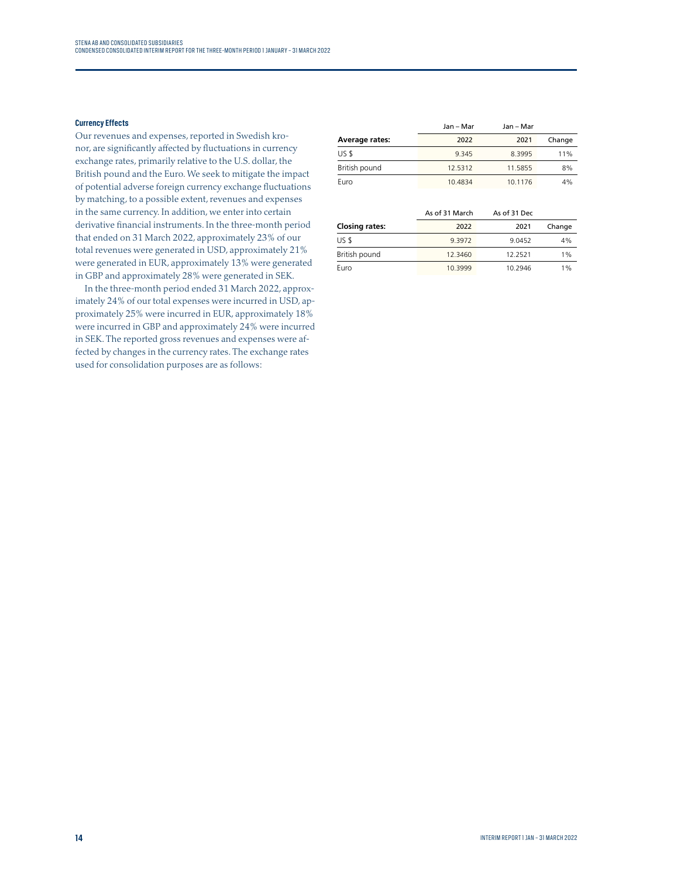### Currency Effects

Our revenues and expenses, reported in Swedish kronor, are significantly affected by fluctuations in currency exchange rates, primarily relative to the U.S. dollar, the British pound and the Euro. We seek to mitigate the impact of potential adverse foreign currency exchange fluctuations by matching, to a possible extent, revenues and expenses in the same currency. In addition, we enter into certain derivative financial instruments. In the three-month period that ended on 31 March 2022, approximately 23% of our total revenues were generated in USD, approximately 21% were generated in EUR, approximately 13% were generated in GBP and approximately 28% were generated in SEK.

In the three-month period ended 31 March 2022, approximately 24% of our total expenses were incurred in USD, approximately 25% were incurred in EUR, approximately 18% were incurred in GBP and approximately 24% were incurred in SEK. The reported gross revenues and expenses were affected by changes in the currency rates. The exchange rates used for consolidation purposes are as follows:

| | Jan – Mar | Jan – Mar | |
|---|---|---|---|
| **Average rates:** | 2022 | 2021 | Change |
| US $ | 9.345 | 8.3995 | 11% |
| British pound | 12.5312 | 11.5855 | 8% |
| Euro | 10.4834 | 10.1176 | 4% |

| | As of 31 March | As of 31 Dec | |
|---|---|---|---|
| **Closing rates:** | 2022 | 2021 | Change |
| US $ | 9.3972 | 9.0452 | 4% |
| British pound | 12.3460 | 12.2521 | 1% |
| Euro | 10.3999 | 10.2946 | 1% |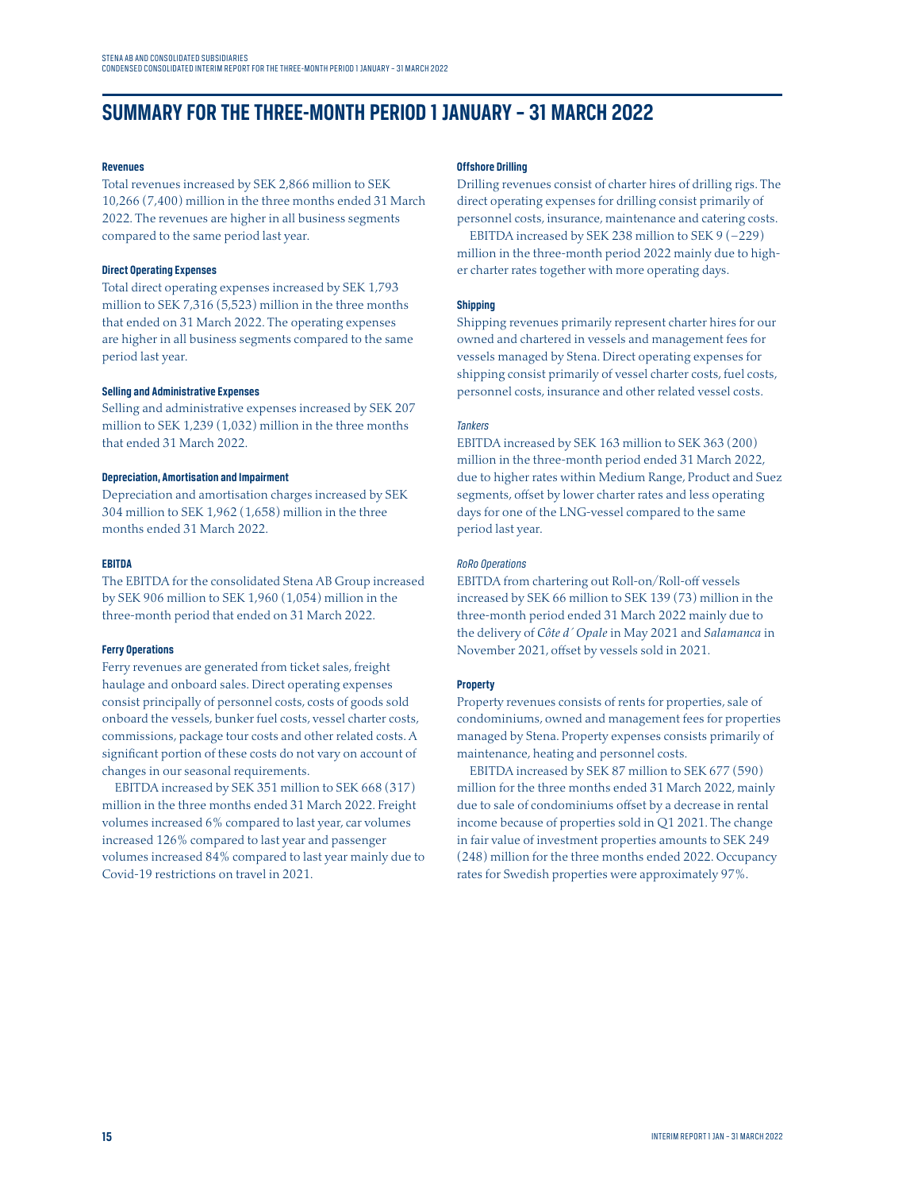# SUMMARY FOR THE THREE-MONTH PERIOD 1 JANUARY – 31 MARCH 2022

#### Revenues

Total revenues increased by SEK 2,866 million to SEK 10,266 (7,400) million in the three months ended 31 March 2022. The revenues are higher in all business segments compared to the same period last year.

#### Direct Operating Expenses

Total direct operating expenses increased by SEK 1,793 million to SEK 7,316 (5,523) million in the three months that ended on 31 March 2022. The operating expenses are higher in all business segments compared to the same period last year.

#### Selling and Administrative Expenses

Selling and administrative expenses increased by SEK 207 million to SEK 1,239 (1,032) million in the three months that ended 31 March 2022.

#### Depreciation, Amortisation and Impairment

Depreciation and amortisation charges increased by SEK 304 million to SEK 1,962 (1,658) million in the three months ended 31 March 2022.

#### EBITDA

The EBITDA for the consolidated Stena AB Group increased by SEK 906 million to SEK 1,960 (1,054) million in the three-month period that ended on 31 March 2022.

#### Ferry Operations

Ferry revenues are generated from ticket sales, freight haulage and onboard sales. Direct operating expenses consist principally of personnel costs, costs of goods sold onboard the vessels, bunker fuel costs, vessel charter costs, commissions, package tour costs and other related costs. A significant portion of these costs do not vary on account of changes in our seasonal requirements.

EBITDA increased by SEK 351 million to SEK 668 (317) million in the three months ended 31 March 2022. Freight volumes increased 6% compared to last year, car volumes increased 126% compared to last year and passenger volumes increased 84% compared to last year mainly due to Covid-19 restrictions on travel in 2021.

#### Offshore Drilling

Drilling revenues consist of charter hires of drilling rigs. The direct operating expenses for drilling consist primarily of personnel costs, insurance, maintenance and catering costs.

EBITDA increased by SEK 238 million to SEK 9 (–229) million in the three-month period 2022 mainly due to higher charter rates together with more operating days.

#### Shipping

Shipping revenues primarily represent charter hires for our owned and chartered in vessels and management fees for vessels managed by Stena. Direct operating expenses for shipping consist primarily of vessel charter costs, fuel costs, personnel costs, insurance and other related vessel costs.

##### *Tankers*

EBITDA increased by SEK 163 million to SEK 363 (200) million in the three-month period ended 31 March 2022, due to higher rates within Medium Range, Product and Suez segments, offset by lower charter rates and less operating days for one of the LNG-vessel compared to the same period last year.

##### *RoRo Operations*

EBITDA from chartering out Roll-on/Roll-off vessels increased by SEK 66 million to SEK 139 (73) million in the three-month period ended 31 March 2022 mainly due to the delivery of *Côte d´Opale* in May 2021 and *Salamanca* in November 2021, offset by vessels sold in 2021.

#### Property

Property revenues consists of rents for properties, sale of condominiums, owned and management fees for properties managed by Stena. Property expenses consists primarily of maintenance, heating and personnel costs.

EBITDA increased by SEK 87 million to SEK 677 (590) million for the three months ended 31 March 2022, mainly due to sale of condominiums offset by a decrease in rental income because of properties sold in Q1 2021. The change in fair value of investment properties amounts to SEK 249 (248) million for the three months ended 2022. Occupancy rates for Swedish properties were approximately 97%.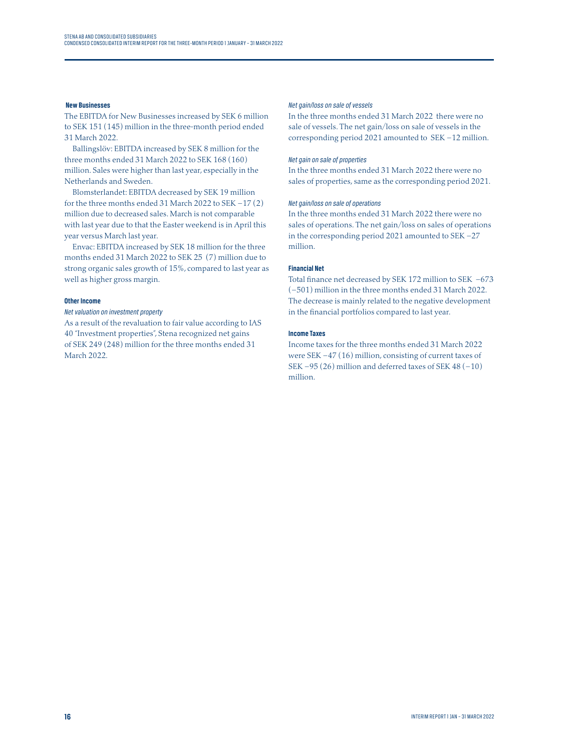### New Businesses

The EBITDA for New Businesses increased by SEK 6 million to SEK 151 (145) million in the three-month period ended 31 March 2022.

Ballingslöv: EBITDA increased by SEK 8 million for the three months ended 31 March 2022 to SEK 168 (160) million. Sales were higher than last year, especially in the Netherlands and Sweden.

Blomsterlandet: EBITDA decreased by SEK 19 million for the three months ended 31 March 2022 to SEK −17 (2) million due to decreased sales. March is not comparable with last year due to that the Easter weekend is in April this year versus March last year.

Envac: EBITDA increased by SEK 18 million for the three months ended 31 March 2022 to SEK 25 (7) million due to strong organic sales growth of 15%, compared to last year as well as higher gross margin.

### Other Income

*Net valuation on investment property*

As a result of the revaluation to fair value according to IAS 40 "Investment properties", Stena recognized net gains of SEK 249 (248) million for the three months ended 31 March 2022.

*Net gain/loss on sale of vessels*

In the three months ended 31 March 2022 there were no sale of vessels. The net gain/loss on sale of vessels in the corresponding period 2021 amounted to SEK −12 million.

*Net gain on sale of properties*

In the three months ended 31 March 2022 there were no sales of properties, same as the corresponding period 2021.

*Net gain/loss on sale of operations*

In the three months ended 31 March 2022 there were no sales of operations. The net gain/loss on sales of operations in the corresponding period 2021 amounted to SEK −27 million.

### Financial Net

Total finance net decreased by SEK 172 million to SEK −673 (−501) million in the three months ended 31 March 2022. The decrease is mainly related to the negative development in the financial portfolios compared to last year.

### Income Taxes

Income taxes for the three months ended 31 March 2022 were SEK −47 (16) million, consisting of current taxes of SEK −95 (26) million and deferred taxes of SEK 48 (−10) million.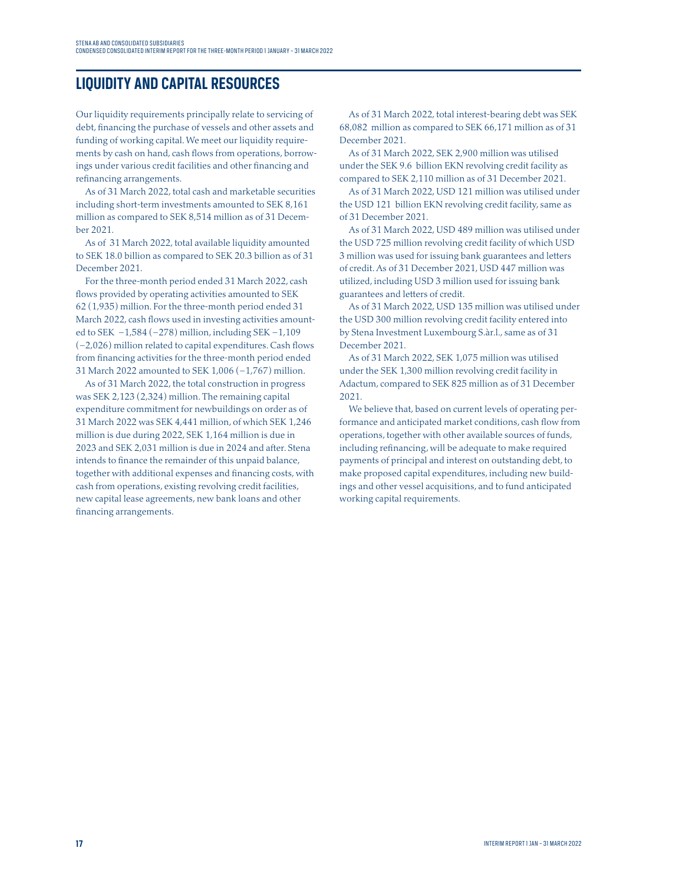## LIQUIDITY AND CAPITAL RESOURCES

Our liquidity requirements principally relate to servicing of debt, financing the purchase of vessels and other assets and funding of working capital. We meet our liquidity requirements by cash on hand, cash flows from operations, borrowings under various credit facilities and other financing and refinancing arrangements.

As of 31 March 2022, total cash and marketable securities including short-term investments amounted to SEK 8,161 million as compared to SEK 8,514 million as of 31 December 2021.

As of 31 March 2022, total available liquidity amounted to SEK 18.0 billion as compared to SEK 20.3 billion as of 31 December 2021.

For the three-month period ended 31 March 2022, cash flows provided by operating activities amounted to SEK 62 (1,935) million. For the three-month period ended 31 March 2022, cash flows used in investing activities amounted to SEK −1,584 (−278) million, including SEK −1,109 (−2,026) million related to capital expenditures. Cash flows from financing activities for the three-month period ended 31 March 2022 amounted to SEK 1,006 (−1,767) million.

As of 31 March 2022, the total construction in progress was SEK 2,123 (2,324) million. The remaining capital expenditure commitment for newbuildings on order as of 31 March 2022 was SEK 4,441 million, of which SEK 1,246 million is due during 2022, SEK 1,164 million is due in 2023 and SEK 2,031 million is due in 2024 and after. Stena intends to finance the remainder of this unpaid balance, together with additional expenses and financing costs, with cash from operations, existing revolving credit facilities, new capital lease agreements, new bank loans and other financing arrangements.

As of 31 March 2022, total interest-bearing debt was SEK 68,082 million as compared to SEK 66,171 million as of 31 December 2021.

As of 31 March 2022, SEK 2,900 million was utilised under the SEK 9.6 billion EKN revolving credit facility as compared to SEK 2,110 million as of 31 December 2021.

As of 31 March 2022, USD 121 million was utilised under the USD 121 billion EKN revolving credit facility, same as of 31 December 2021.

As of 31 March 2022, USD 489 million was utilised under the USD 725 million revolving credit facility of which USD 3 million was used for issuing bank guarantees and letters of credit. As of 31 December 2021, USD 447 million was utilized, including USD 3 million used for issuing bank guarantees and letters of credit.

As of 31 March 2022, USD 135 million was utilised under the USD 300 million revolving credit facility entered into by Stena Investment Luxembourg S.àr.l., same as of 31 December 2021.

As of 31 March 2022, SEK 1,075 million was utilised under the SEK 1,300 million revolving credit facility in Adactum, compared to SEK 825 million as of 31 December 2021.

We believe that, based on current levels of operating performance and anticipated market conditions, cash flow from operations, together with other available sources of funds, including refinancing, will be adequate to make required payments of principal and interest on outstanding debt, to make proposed capital expenditures, including new buildings and other vessel acquisitions, and to fund anticipated working capital requirements.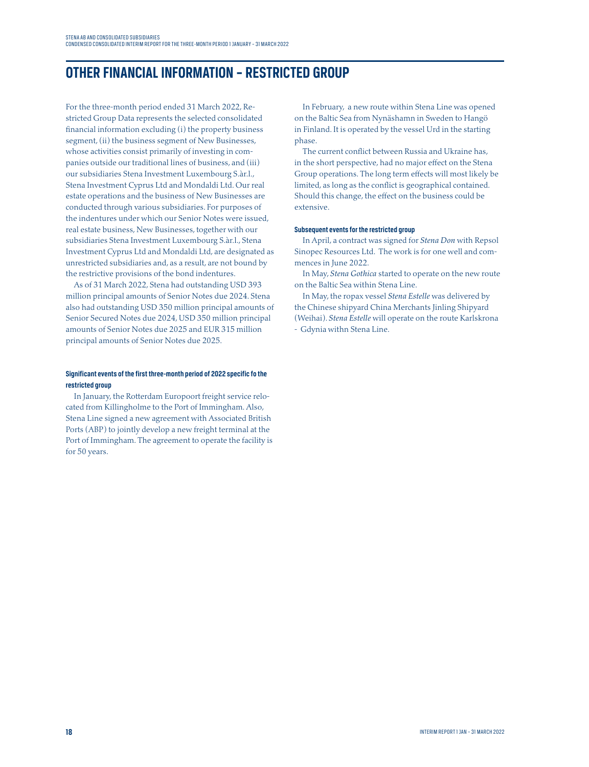# OTHER FINANCIAL INFORMATION – RESTRICTED GROUP

For the three-month period ended 31 March 2022, Restricted Group Data represents the selected consolidated financial information excluding (i) the property business segment, (ii) the business segment of New Businesses, whose activities consist primarily of investing in companies outside our traditional lines of business, and (iii) our subsidiaries Stena Investment Luxembourg S.àr.l., Stena Investment Cyprus Ltd and Mondaldi Ltd. Our real estate operations and the business of New Businesses are conducted through various subsidiaries. For purposes of the indentures under which our Senior Notes were issued, real estate business, New Businesses, together with our subsidiaries Stena Investment Luxembourg S.àr.l., Stena Investment Cyprus Ltd and Mondaldi Ltd, are designated as unrestricted subsidiaries and, as a result, are not bound by the restrictive provisions of the bond indentures.

As of 31 March 2022, Stena had outstanding USD 393 million principal amounts of Senior Notes due 2024. Stena also had outstanding USD 350 million principal amounts of Senior Secured Notes due 2024, USD 350 million principal amounts of Senior Notes due 2025 and EUR 315 million principal amounts of Senior Notes due 2025.

#### Significant events of the first three-month period of 2022 specific fo the restricted group

In January, the Rotterdam Europoort freight service relocated from Killingholme to the Port of Immingham. Also, Stena Line signed a new agreement with Associated British Ports (ABP) to jointly develop a new freight terminal at the Port of Immingham. The agreement to operate the facility is for 50 years.

In February, a new route within Stena Line was opened on the Baltic Sea from Nynäshamn in Sweden to Hangö in Finland. It is operated by the vessel Urd in the starting phase.

The current conflict between Russia and Ukraine has, in the short perspective, had no major effect on the Stena Group operations. The long term effects will most likely be limited, as long as the conflict is geographical contained. Should this change, the effect on the business could be extensive.

#### Subsequent events for the restricted group

In April, a contract was signed for *Stena Don* with Repsol Sinopec Resources Ltd. The work is for one well and commences in June 2022.

In May, *Stena Gothica* started to operate on the new route on the Baltic Sea within Stena Line.

In May, the ropax vessel *Stena Estelle* was delivered by the Chinese shipyard China Merchants Jinling Shipyard (Weihai). *Stena Estelle* will operate on the route Karlskrona - Gdynia withn Stena Line.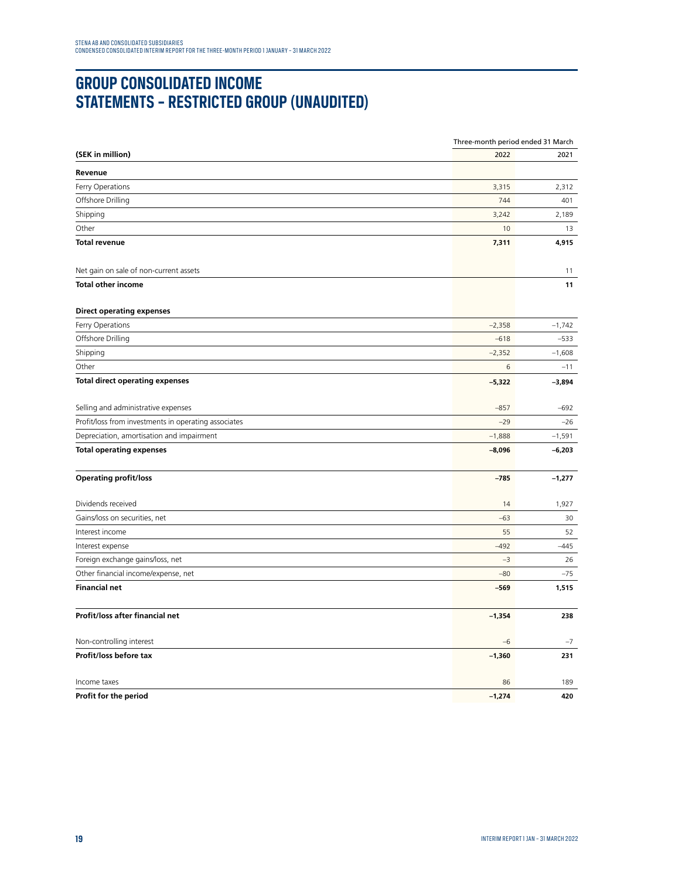# GROUP CONSOLIDATED INCOME STATEMENTS – RESTRICTED GROUP (UNAUDITED)

| | Three-month period ended 31 March | |
|---|---|---|
| (SEK in million) | 2022 | 2021 |
| **Revenue** | | |
| Ferry Operations | 3,315 | 2,312 |
| Offshore Drilling | 744 | 401 |
| Shipping | 3,242 | 2,189 |
| Other | 10 | 13 |
| **Total revenue** | **7,311** | **4,915** |
| | | |
| Net gain on sale of non-current assets | | 11 |
| **Total other income** | | **11** |
| | | |
| **Direct operating expenses** | | |
| Ferry Operations | –2,358 | –1,742 |
| Offshore Drilling | –618 | –533 |
| Shipping | –2,352 | –1,608 |
| Other | 6 | –11 |
| **Total direct operating expenses** | **–5,322** | **–3,894** |
| | | |
| Selling and administrative expenses | –857 | –692 |
| Profit/loss from investments in operating associates | –29 | –26 |
| Depreciation, amortisation and impairment | –1,888 | –1,591 |
| **Total operating expenses** | **–8,096** | **–6,203** |
| | | |
| **Operating profit/loss** | **–785** | **–1,277** |
| | | |
| Dividends received | 14 | 1,927 |
| Gains/loss on securities, net | –63 | 30 |
| Interest income | 55 | 52 |
| Interest expense | –492 | –445 |
| Foreign exchange gains/loss, net | –3 | 26 |
| Other financial income/expense, net | –80 | –75 |
| **Financial net** | **–569** | **1,515** |
| | | |
| **Profit/loss after financial net** | **–1,354** | **238** |
| | | |
| Non-controlling interest | –6 | –7 |
| **Profit/loss before tax** | **–1,360** | **231** |
| | | |
| Income taxes | 86 | 189 |
| **Profit for the period** | **–1,274** | **420** |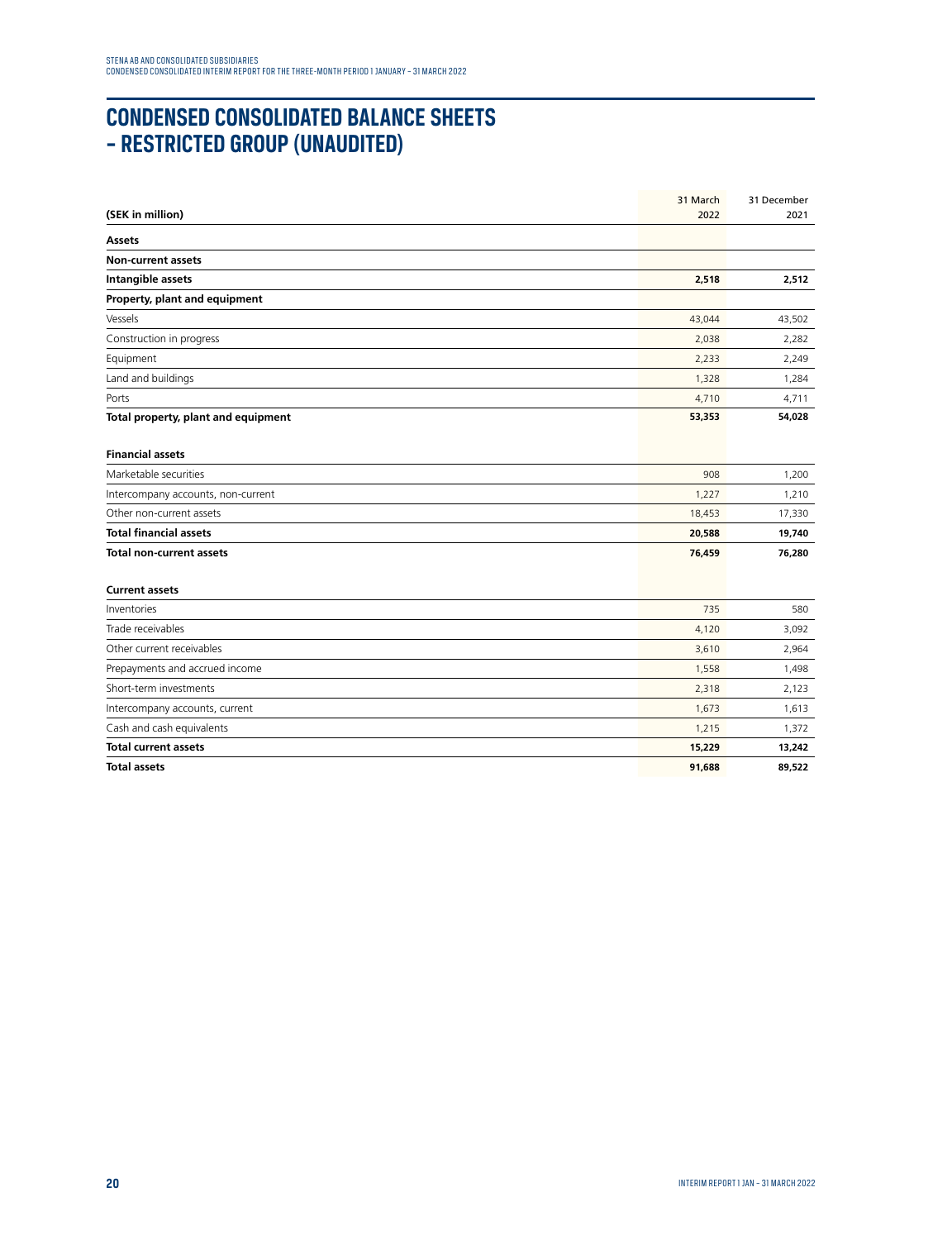# CONDENSED CONSOLIDATED BALANCE SHEETS – RESTRICTED GROUP (UNAUDITED)

| (SEK in million) | 31 March 2022 | 31 December 2021 |
|---|---|---|
| **Assets** | | |
| **Non-current assets** | | |
| **Intangible assets** | **2,518** | **2,512** |
| **Property, plant and equipment** | | |
| Vessels | 43,044 | 43,502 |
| Construction in progress | 2,038 | 2,282 |
| Equipment | 2,233 | 2,249 |
| Land and buildings | 1,328 | 1,284 |
| Ports | 4,710 | 4,711 |
| **Total property, plant and equipment** | **53,353** | **54,028** |
| **Financial assets** | | |
| Marketable securities | 908 | 1,200 |
| Intercompany accounts, non-current | 1,227 | 1,210 |
| Other non-current assets | 18,453 | 17,330 |
| **Total financial assets** | **20,588** | **19,740** |
| **Total non-current assets** | **76,459** | **76,280** |
| **Current assets** | | |
| Inventories | 735 | 580 |
| Trade receivables | 4,120 | 3,092 |
| Other current receivables | 3,610 | 2,964 |
| Prepayments and accrued income | 1,558 | 1,498 |
| Short-term investments | 2,318 | 2,123 |
| Intercompany accounts, current | 1,673 | 1,613 |
| Cash and cash equivalents | 1,215 | 1,372 |
| **Total current assets** | **15,229** | **13,242** |
| **Total assets** | **91,688** | **89,522** |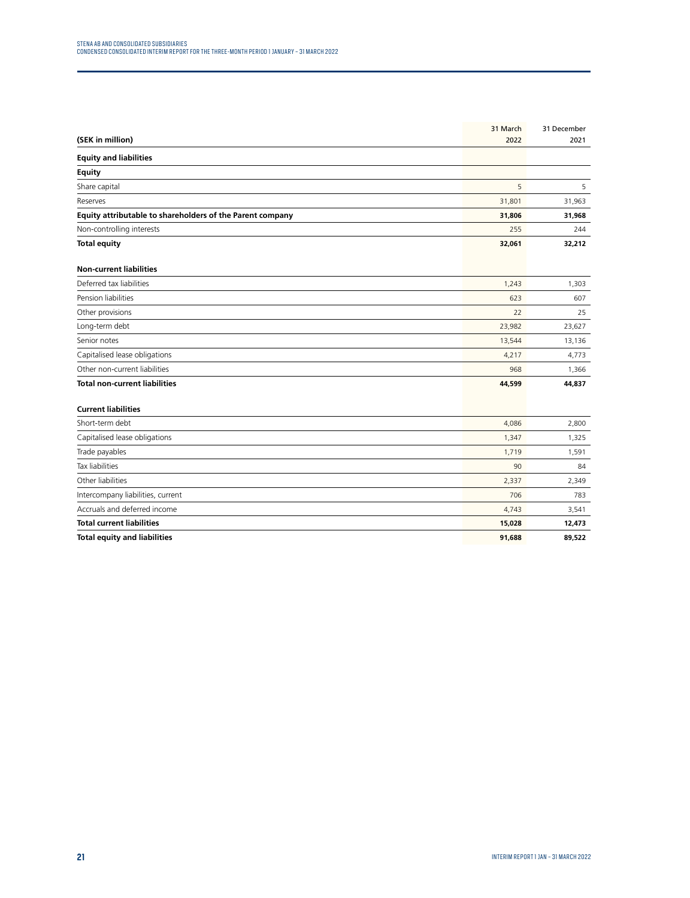| (SEK in million) | 31 March 2022 | 31 December 2021 |
|---|---|---|
| **Equity and liabilities** | | |
| **Equity** | | |
| Share capital | 5 | 5 |
| Reserves | 31,801 | 31,963 |
| **Equity attributable to shareholders of the Parent company** | **31,806** | **31,968** |
| Non-controlling interests | 255 | 244 |
| **Total equity** | **32,061** | **32,212** |
| | | |
| **Non-current liabilities** | | |
| Deferred tax liabilities | 1,243 | 1,303 |
| Pension liabilities | 623 | 607 |
| Other provisions | 22 | 25 |
| Long-term debt | 23,982 | 23,627 |
| Senior notes | 13,544 | 13,136 |
| Capitalised lease obligations | 4,217 | 4,773 |
| Other non-current liabilities | 968 | 1,366 |
| **Total non-current liabilities** | **44,599** | **44,837** |
| | | |
| **Current liabilities** | | |
| Short-term debt | 4,086 | 2,800 |
| Capitalised lease obligations | 1,347 | 1,325 |
| Trade payables | 1,719 | 1,591 |
| Tax liabilities | 90 | 84 |
| Other liabilities | 2,337 | 2,349 |
| Intercompany liabilities, current | 706 | 783 |
| Accruals and deferred income | 4,743 | 3,541 |
| **Total current liabilities** | **15,028** | **12,473** |
| **Total equity and liabilities** | **91,688** | **89,522** |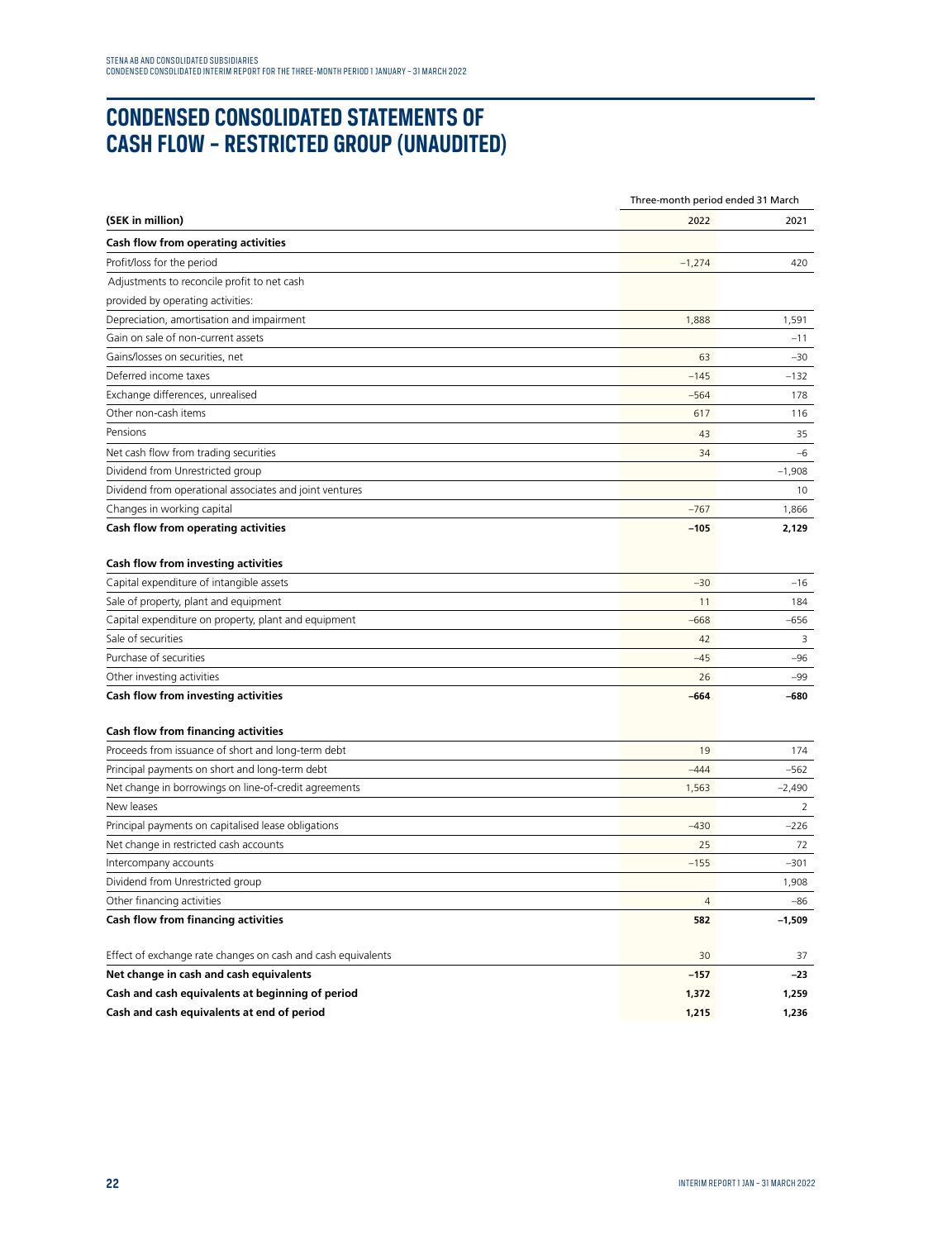# CONDENSED CONSOLIDATED STATEMENTS OF CASH FLOW – RESTRICTED GROUP (UNAUDITED)

| | Three-month period ended 31 March | |
|---|---|---|
| **(SEK in million)** | **2022** | 2021 |
| **Cash flow from operating activities** | | |
| Profit/loss for the period | –1,274 | 420 |
| Adjustments to reconcile profit to net cash provided by operating activities: | | |
| Depreciation, amortisation and impairment | 1,888 | 1,591 |
| Gain on sale of non-current assets | | –11 |
| Gains/losses on securities, net | 63 | –30 |
| Deferred income taxes | –145 | –132 |
| Exchange differences, unrealised | –564 | 178 |
| Other non-cash items | 617 | 116 |
| Pensions | 43 | 35 |
| Net cash flow from trading securities | 34 | –6 |
| Dividend from Unrestricted group | | –1,908 |
| Dividend from operational associates and joint ventures | | 10 |
| Changes in working capital | –767 | 1,866 |
| **Cash flow from operating activities** | **–105** | **2,129** |
| | | |
| **Cash flow from investing activities** | | |
| Capital expenditure of intangible assets | –30 | –16 |
| Sale of property, plant and equipment | 11 | 184 |
| Capital expenditure on property, plant and equipment | –668 | –656 |
| Sale of securities | 42 | 3 |
| Purchase of securities | –45 | –96 |
| Other investing activities | 26 | –99 |
| **Cash flow from investing activities** | **–664** | **–680** |
| | | |
| **Cash flow from financing activities** | | |
| Proceeds from issuance of short and long-term debt | 19 | 174 |
| Principal payments on short and long-term debt | –444 | –562 |
| Net change in borrowings on line-of-credit agreements | 1,563 | –2,490 |
| New leases | | 2 |
| Principal payments on capitalised lease obligations | –430 | –226 |
| Net change in restricted cash accounts | 25 | 72 |
| Intercompany accounts | –155 | –301 |
| Dividend from Unrestricted group | | 1,908 |
| Other financing activities | 4 | –86 |
| **Cash flow from financing activities** | **582** | **–1,509** |
| | | |
| Effect of exchange rate changes on cash and cash equivalents | 30 | 37 |
| **Net change in cash and cash equivalents** | **–157** | **–23** |
| **Cash and cash equivalents at beginning of period** | **1,372** | **1,259** |
| **Cash and cash equivalents at end of period** | **1,215** | **1,236** |